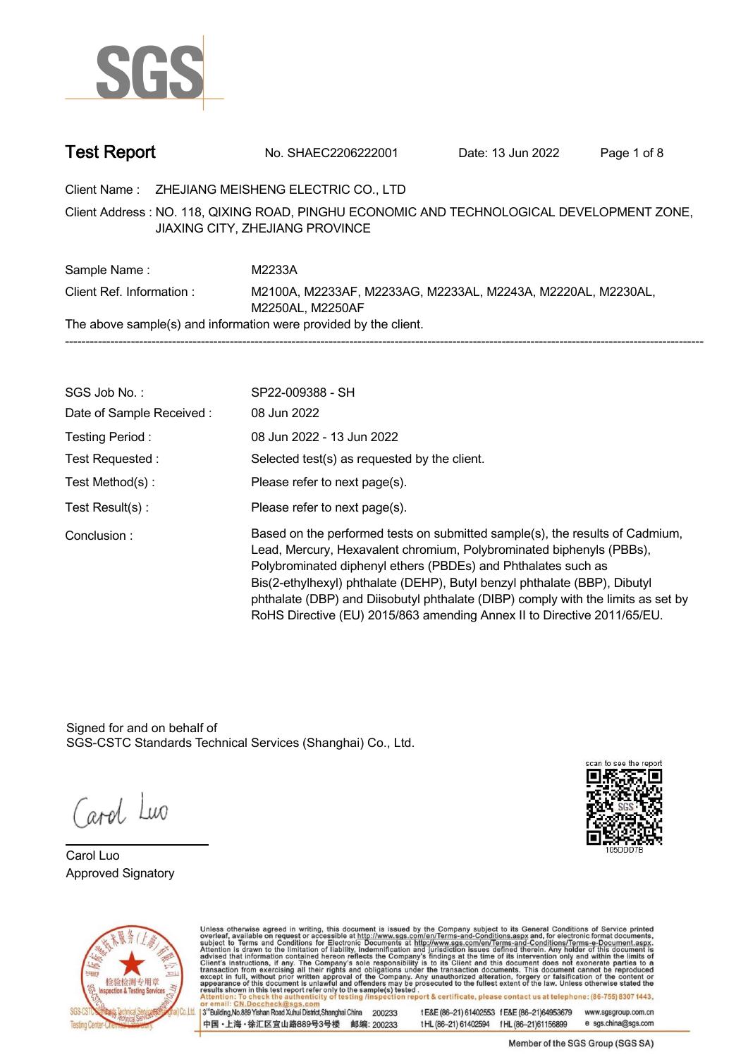# Test Report

No. SHAEC2206222001 Date: 13 Jun 2022

Client Name : ZHEJIANG MEISHENG ELECTRIC CO., LTD

Client Address : NO. 118, QIXING ROAD, PINGHU ECONOMIC AND TECHNOLOGICAL DEVELOPMENT ZONE, JIAXING CITY, ZHEJIANG PROVINCE

Sample Name : M2233A

Client Ref. Information : M2100A, M2233AF, M2233AG, M2233AL, M2243A, M2220AL, M2230AL, M2250AL, M2250AF

The above sample(s) and information were provided by the client.

---

SGS Job No. : SP22-009388 - SH

Date of Sample Received : 08 Jun 2022

Testing Period : 08 Jun 2022 - 13 Jun 2022

Test Requested : Selected test(s) as requested by the client.

Test Method(s) : Please refer to next page(s).

Test Result(s) : Please refer to next page(s).

Conclusion : Based on the performed tests on submitted sample(s), the results of Cadmium, Lead, Mercury, Hexavalent chromium, Polybrominated biphenyls (PBBs), Polybrominated diphenyl ethers (PBDEs) and Phthalates such as Bis(2-ethylhexyl) phthalate (DEHP), Butyl benzyl phthalate (BBP), Dibutyl phthalate (DBP) and Diisobutyl phthalate (DIBP) comply with the limits as set by RoHS Directive (EU) 2015/863 amending Annex II to Directive 2011/65/EU.

Signed for and on behalf of
SGS-CSTC Standards Technical Services (Shanghai) Co., Ltd.

Carol Luo
Approved Signatory

scan to see the report
105DDD7B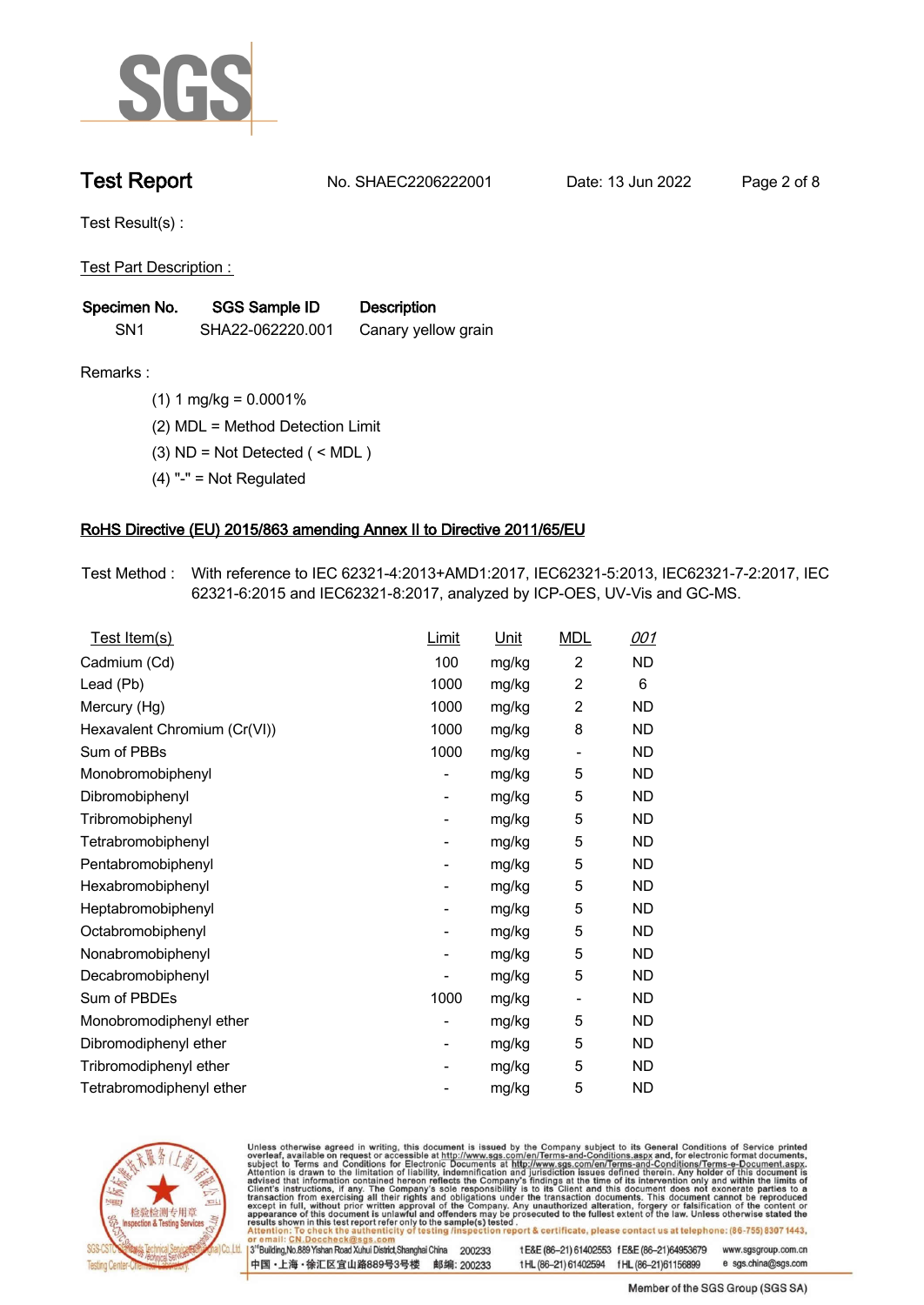# Test Report

No. SHAEC2206222001 Date: 13 Jun 2022

Test Result(s) :

Test Part Description :

| Specimen No. | SGS Sample ID | Description |
|---|---|---|
| SN1 | SHA22-062220.001 | Canary yellow grain |

Remarks :

(1) 1 mg/kg = 0.0001%

(2) MDL = Method Detection Limit

(3) ND = Not Detected ( < MDL )

(4) "-" = Not Regulated

## RoHS Directive (EU) 2015/863 amending Annex II to Directive 2011/65/EU

Test Method : With reference to IEC 62321-4:2013+AMD1:2017, IEC62321-5:2013, IEC62321-7-2:2017, IEC 62321-6:2015 and IEC62321-8:2017, analyzed by ICP-OES, UV-Vis and GC-MS.

| Test Item(s) | Limit | Unit | MDL | 001 |
|---|---|---|---|---|
| Cadmium (Cd) | 100 | mg/kg | 2 | ND |
| Lead (Pb) | 1000 | mg/kg | 2 | 6 |
| Mercury (Hg) | 1000 | mg/kg | 2 | ND |
| Hexavalent Chromium (Cr(VI)) | 1000 | mg/kg | 8 | ND |
| Sum of PBBs | 1000 | mg/kg | - | ND |
| Monobromobiphenyl | - | mg/kg | 5 | ND |
| Dibromobiphenyl | - | mg/kg | 5 | ND |
| Tribromobiphenyl | - | mg/kg | 5 | ND |
| Tetrabromobiphenyl | - | mg/kg | 5 | ND |
| Pentabromobiphenyl | - | mg/kg | 5 | ND |
| Hexabromobiphenyl | - | mg/kg | 5 | ND |
| Heptabromobiphenyl | - | mg/kg | 5 | ND |
| Octabromobiphenyl | - | mg/kg | 5 | ND |
| Nonabromobiphenyl | - | mg/kg | 5 | ND |
| Decabromobiphenyl | - | mg/kg | 5 | ND |
| Sum of PBDEs | 1000 | mg/kg | - | ND |
| Monobromodiphenyl ether | - | mg/kg | 5 | ND |
| Dibromodiphenyl ether | - | mg/kg | 5 | ND |
| Tribromodiphenyl ether | - | mg/kg | 5 | ND |
| Tetrabromodiphenyl ether | - | mg/kg | 5 | ND |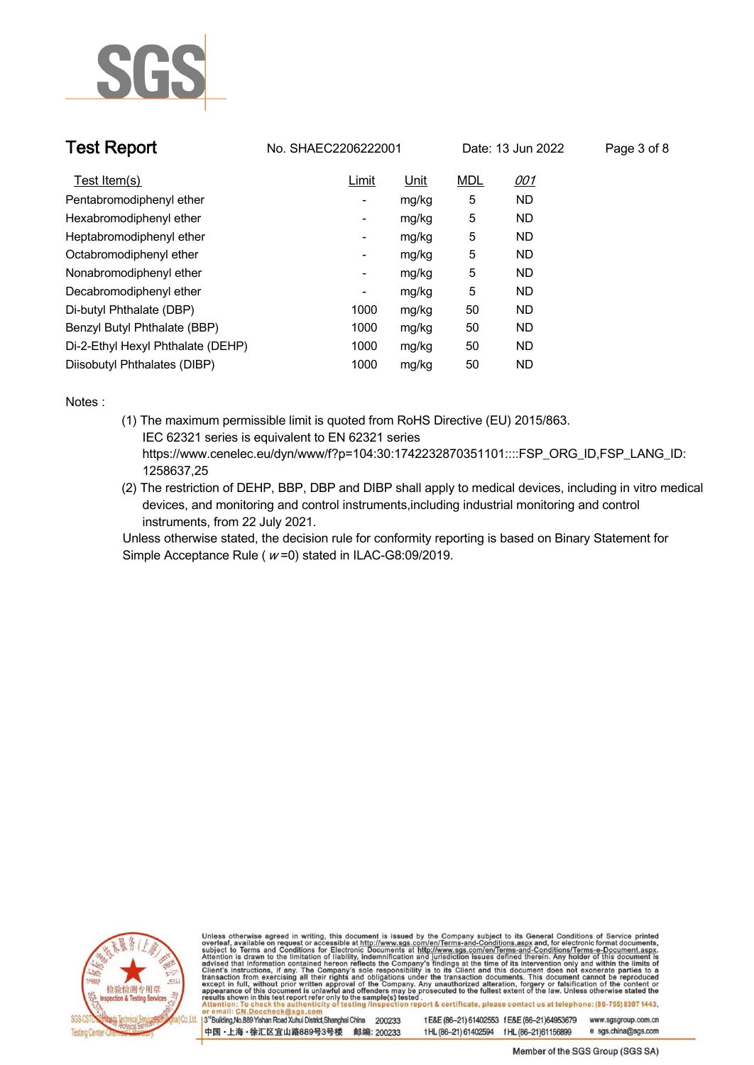# Test Report

No. SHAEC2206222001 Date: 13 Jun 2022

| Test Item(s) | Limit | Unit | MDL | *001* |
|---|---|---|---|---|
| Pentabromodiphenyl ether | - | mg/kg | 5 | ND |
| Hexabromodiphenyl ether | - | mg/kg | 5 | ND |
| Heptabromodiphenyl ether | - | mg/kg | 5 | ND |
| Octabromodiphenyl ether | - | mg/kg | 5 | ND |
| Nonabromodiphenyl ether | - | mg/kg | 5 | ND |
| Decabromodiphenyl ether | - | mg/kg | 5 | ND |
| Di-butyl Phthalate (DBP) | 1000 | mg/kg | 50 | ND |
| Benzyl Butyl Phthalate (BBP) | 1000 | mg/kg | 50 | ND |
| Di-2-Ethyl Hexyl Phthalate (DEHP) | 1000 | mg/kg | 50 | ND |
| Diisobutyl Phthalates (DIBP) | 1000 | mg/kg | 50 | ND |

Notes :

(1) The maximum permissible limit is quoted from RoHS Directive (EU) 2015/863.
IEC 62321 series is equivalent to EN 62321 series
https://www.cenelec.eu/dyn/www/f?p=104:30:1742232870351101::::FSP_ORG_ID,FSP_LANG_ID:1258637,25

(2) The restriction of DEHP, BBP, DBP and DIBP shall apply to medical devices, including in vitro medical devices, and monitoring and control instruments,including industrial monitoring and control instruments, from 22 July 2021.

Unless otherwise stated, the decision rule for conformity reporting is based on Binary Statement for Simple Acceptance Rule ( *w* =0) stated in ILAC-G8:09/2019.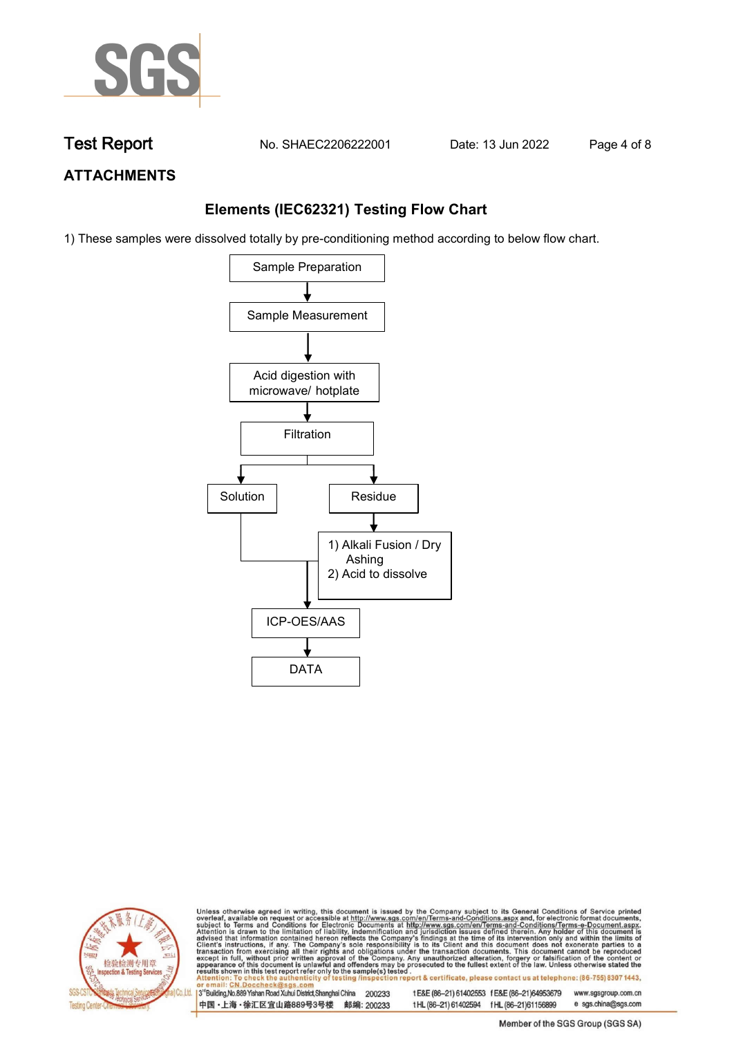Test Report No. SHAEC2206222001 Date: 13 Jun 2022

## ATTACHMENTS

### Elements (IEC62321) Testing Flow Chart

1) These samples were dissolved totally by pre-conditioning method according to below flow chart.

```
Sample Preparation
        ↓
Sample Measurement
        ↓
Acid digestion with microwave/ hotplate
        ↓
Filtration
   ↓                ↓
Solution          Residue
   |                ↓
   |        1) Alkali Fusion / Dry Ashing
   |        2) Acid to dissolve
   ↓                ↓
      ICP-OES/AAS
           ↓
          DATA
```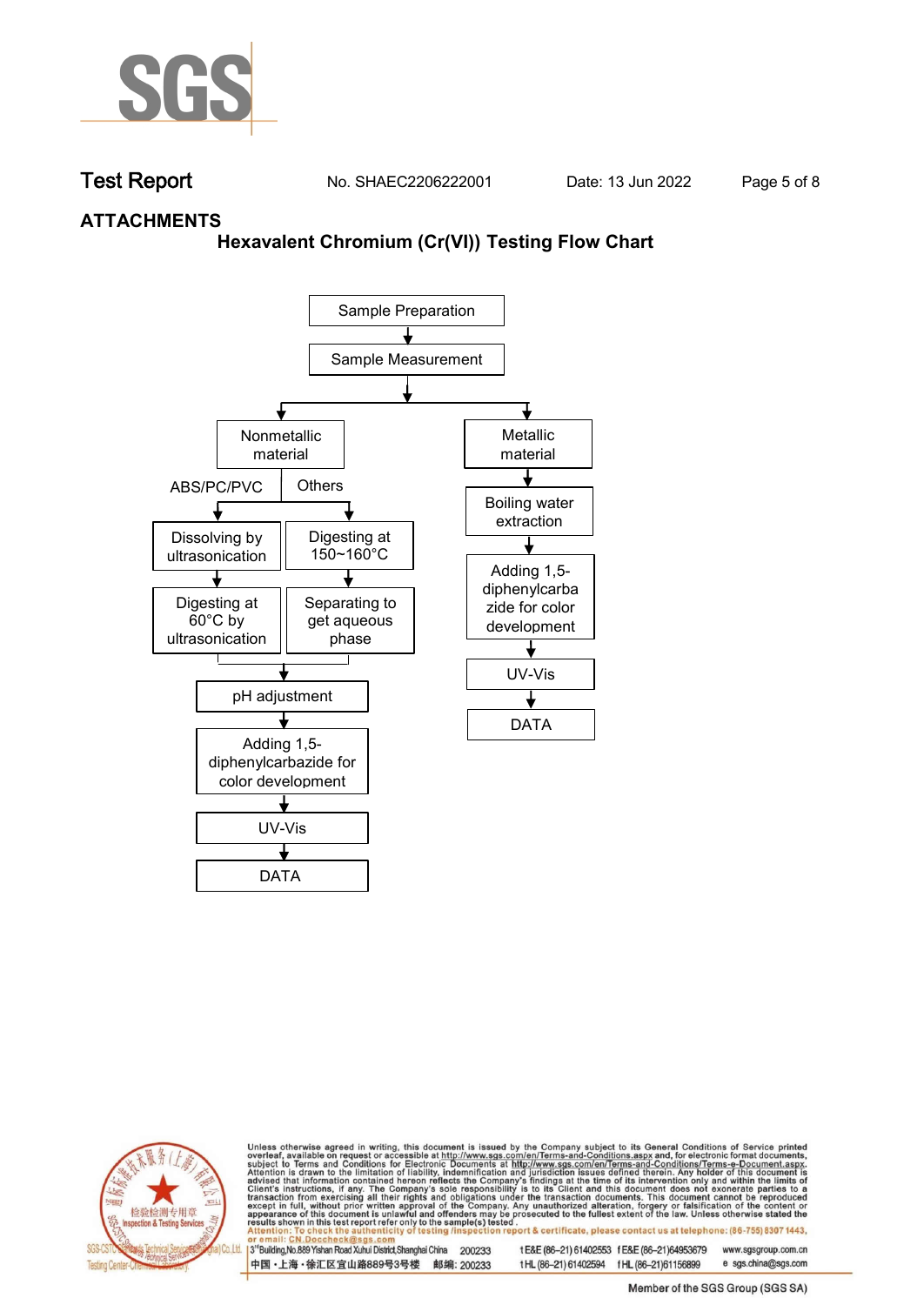## ATTACHMENTS

### Hexavalent Chromium (Cr(VI)) Testing Flow Chart

Sample Preparation
↓
Sample Measurement
↓

**Nonmetallic material**

- ABS/PC/PVC
  - Dissolving by ultrasonication
  - ↓
  - Digesting at 60°C by ultrasonication
- Others
  - Digesting at 150~160°C
  - ↓
  - Separating to get aqueous phase

↓
pH adjustment
↓
Adding 1,5-diphenylcarbazide for color development
↓
UV-Vis
↓
DATA

**Metallic material**

↓
Boiling water extraction
↓
Adding 1,5-diphenylcarbazide for color development
↓
UV-Vis
↓
DATA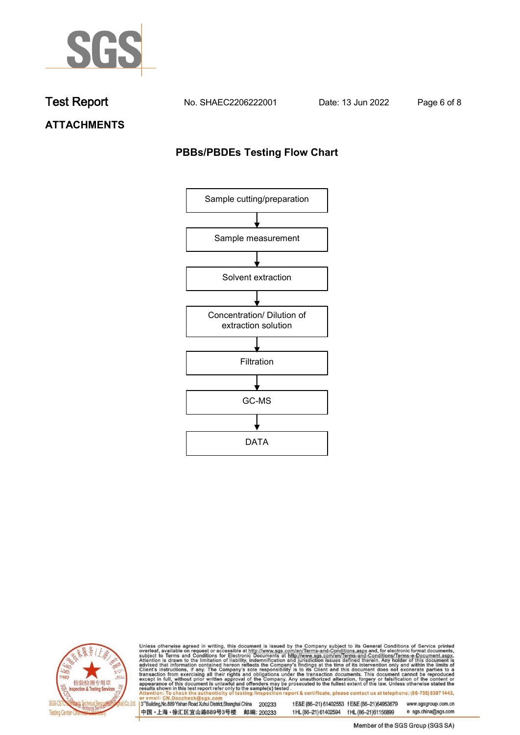# ATTACHMENTS

## PBBs/PBDEs Testing Flow Chart

Sample cutting/preparation

↓

Sample measurement

↓

Solvent extraction

↓

Concentration/ Dilution of extraction solution

↓

Filtration

↓

GC-MS

↓

DATA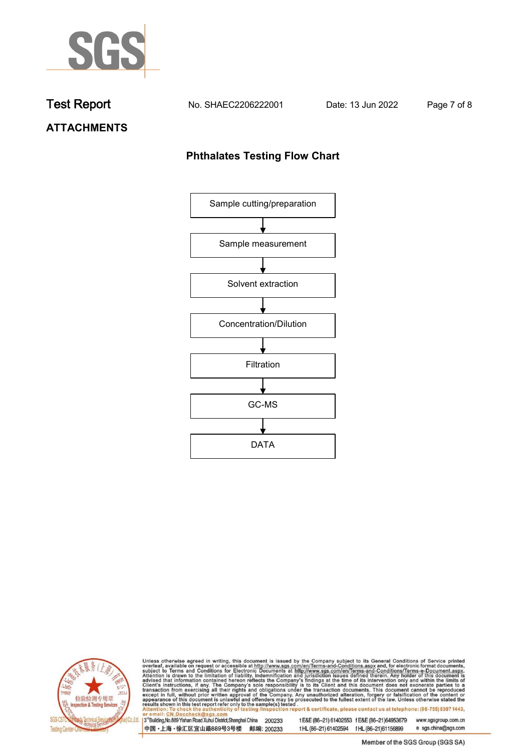## Test Report

No. SHAEC2206222001 Date: 13 Jun 2022

## ATTACHMENTS

### Phthalates Testing Flow Chart

Sample cutting/preparation

↓

Sample measurement

↓

Solvent extraction

↓

Concentration/Dilution

↓

Filtration

↓

GC-MS

↓

DATA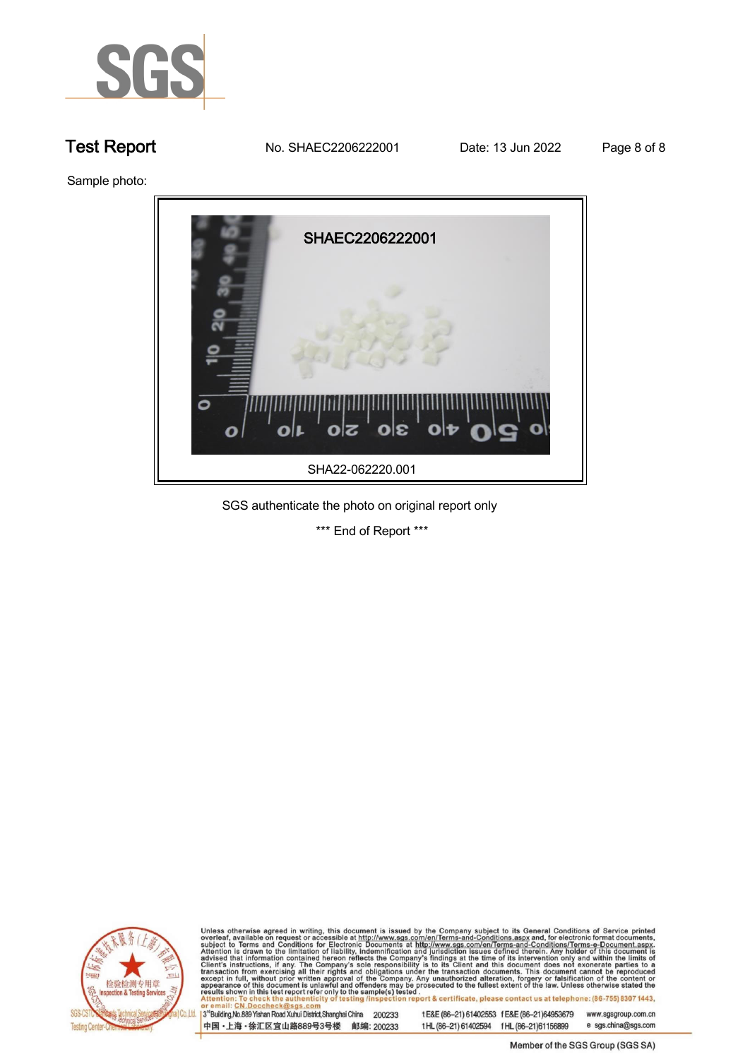Sample photo:

SHAEC2206222001

SHA22-062220.001

SGS authenticate the photo on original report only

*** End of Report ***

Unless otherwise agreed in writing, this document is issued by the Company subject to its General Conditions of Service printed overleaf, available on request or accessible at http://www.sgs.com/en/Terms-and-Conditions.aspx and, for electronic format documents, subject to Terms and Conditions for Electronic Documents at http://www.sgs.com/en/Terms-and-Conditions/Terms-e-Document.aspx. Attention is drawn to the limitation of liability, indemnification and jurisdiction issues defined therein. Any holder of this document is advised that information contained hereon reflects the Company's findings at the time of its intervention only and within the limits of Client's instructions, if any. The Company's sole responsibility is to its Client and this document does not exonerate parties to a transaction from exercising all their rights and obligations under the transaction documents. This document cannot be reproduced except in full, without prior written approval of the Company. Any unauthorized alteration, forgery or falsification of the content or appearance of this document is unlawful and offenders may be prosecuted to the fullest extent of the law. Unless otherwise stated the results shown in this test report refer only to the sample(s) tested.

Attention: To check the authenticity of testing /inspection report & certificate, please contact us at telephone: (86-755) 8307 1443, or email: CN.Doccheck@sgs.com

3rd Building, No.889 Yishan Road Xuhui District, Shanghai China 200233 t E&E (86–21) 61402553 f E&E (86–21)64953679 www.sgsgroup.com.cn

中国・上海・徐汇区宜山路889号3号楼 邮编: 200233 t HL (86–21) 61402594 f HL (86–21)61156899 e sgs.china@sgs.com

Member of the SGS Group (SGS SA)